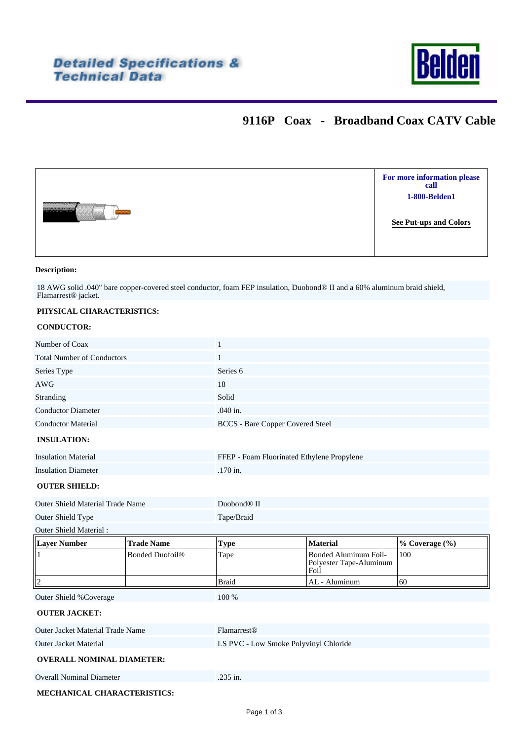Detailed Specifications & Technical Data

Belden

# 9116P Coax - Broadband Coax CATV Cable

For more information please call
1-800-Belden1

See Put-ups and Colors

**Description:**

18 AWG solid .040" bare copper-covered steel conductor, foam FEP insulation, Duobond® II and a 60% aluminum braid shield, Flamarrest® jacket.

## PHYSICAL CHARACTERISTICS:

### CONDUCTOR:

| | |
|---|---|
| Number of Coax | 1 |
| Total Number of Conductors | 1 |
| Series Type | Series 6 |
| AWG | 18 |
| Stranding | Solid |
| Conductor Diameter | .040 in. |
| Conductor Material | BCCS - Bare Copper Covered Steel |

### INSULATION:

| | |
|---|---|
| Insulation Material | FFEP - Foam Fluorinated Ethylene Propylene |
| Insulation Diameter | .170 in. |

### OUTER SHIELD:

| | |
|---|---|
| Outer Shield Material Trade Name | Duobond® II |
| Outer Shield Type | Tape/Braid |

Outer Shield Material :

| Layer Number | Trade Name | Type | Material | % Coverage (%) |
|---|---|---|---|---|
| 1 | Bonded Duofoil® | Tape | Bonded Aluminum Foil-Polyester Tape-Aluminum Foil | 100 |
| 2 | | Braid | AL - Aluminum | 60 |

| | |
|---|---|
| Outer Shield %Coverage | 100 % |

### OUTER JACKET:

| | |
|---|---|
| Outer Jacket Material Trade Name | Flamarrest® |
| Outer Jacket Material | LS PVC - Low Smoke Polyvinyl Chloride |

### OVERALL NOMINAL DIAMETER:

| | |
|---|---|
| Overall Nominal Diameter | .235 in. |

## MECHANICAL CHARACTERISTICS: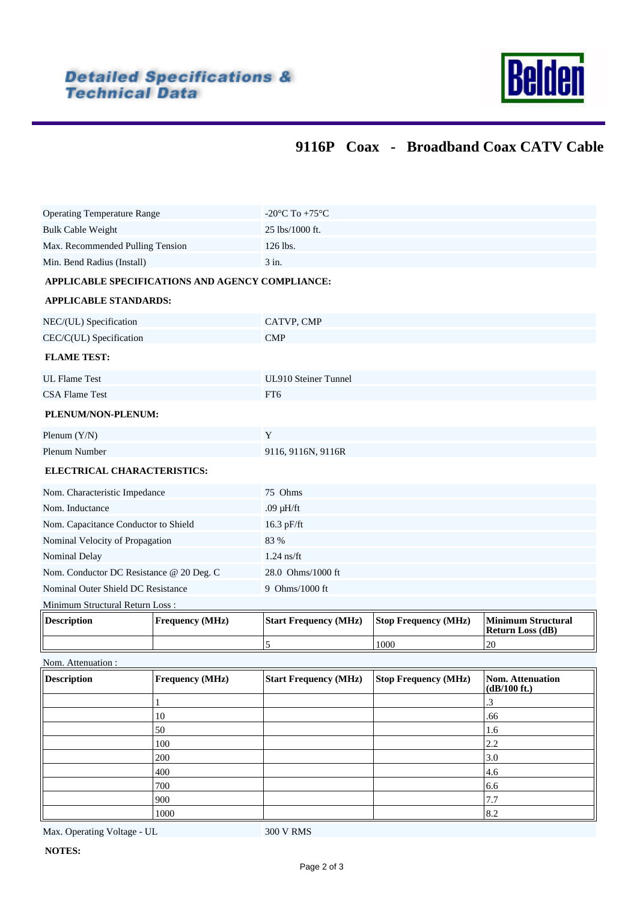Detailed Specifications & Technical Data

Belden

# 9116P Coax - Broadband Coax CATV Cable

| | |
|---|---|
| Operating Temperature Range | -20°C To +75°C |
| Bulk Cable Weight | 25 lbs/1000 ft. |
| Max. Recommended Pulling Tension | 126 lbs. |
| Min. Bend Radius (Install) | 3 in. |

**APPLICABLE SPECIFICATIONS AND AGENCY COMPLIANCE:**

**APPLICABLE STANDARDS:**

| | |
|---|---|
| NEC/(UL) Specification | CATVP, CMP |
| CEC/C(UL) Specification | CMP |

**FLAME TEST:**

| | |
|---|---|
| UL Flame Test | UL910 Steiner Tunnel |
| CSA Flame Test | FT6 |

**PLENUM/NON-PLENUM:**

| | |
|---|---|
| Plenum (Y/N) | Y |
| Plenum Number | 9116, 9116N, 9116R |

**ELECTRICAL CHARACTERISTICS:**

| | |
|---|---|
| Nom. Characteristic Impedance | 75 Ohms |
| Nom. Inductance | .09 µH/ft |
| Nom. Capacitance Conductor to Shield | 16.3 pF/ft |
| Nominal Velocity of Propagation | 83 % |
| Nominal Delay | 1.24 ns/ft |
| Nom. Conductor DC Resistance @ 20 Deg. C | 28.0 Ohms/1000 ft |
| Nominal Outer Shield DC Resistance | 9 Ohms/1000 ft |

Minimum Structural Return Loss :

| Description | Frequency (MHz) | Start Frequency (MHz) | Stop Frequency (MHz) | Minimum Structural Return Loss (dB) |
|---|---|---|---|---|
| | | 5 | 1000 | 20 |

Nom. Attenuation :

| Description | Frequency (MHz) | Start Frequency (MHz) | Stop Frequency (MHz) | Nom. Attenuation (dB/100 ft.) |
|---|---|---|---|---|
| | 1 | | | .3 |
| | 10 | | | .66 |
| | 50 | | | 1.6 |
| | 100 | | | 2.2 |
| | 200 | | | 3.0 |
| | 400 | | | 4.6 |
| | 700 | | | 6.6 |
| | 900 | | | 7.7 |
| | 1000 | | | 8.2 |

| | |
|---|---|
| Max. Operating Voltage - UL | 300 V RMS |

**NOTES:**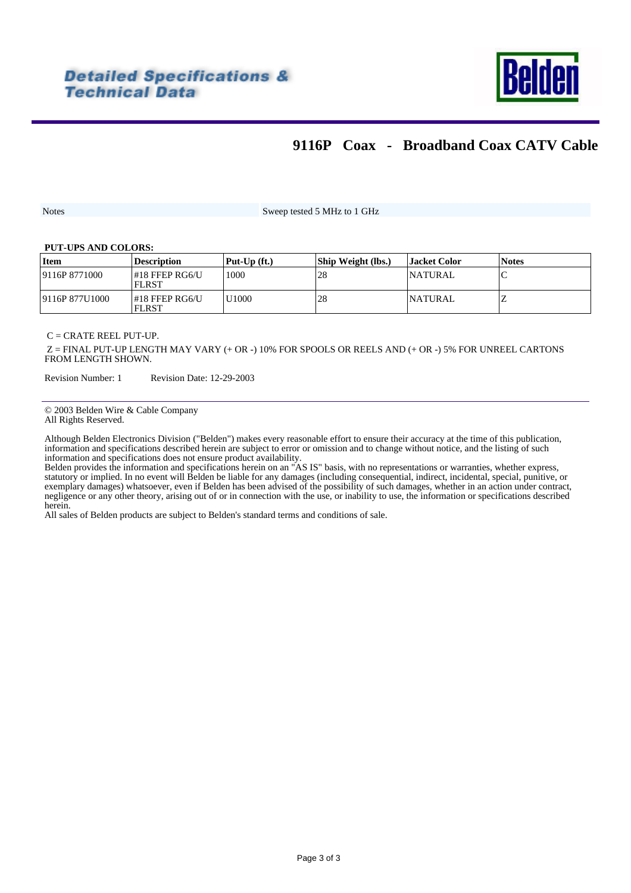**Detailed Specifications & Technical Data**

**Belden**

# 9116P Coax - Broadband Coax CATV Cable

| | |
|---|---|
| Notes | Sweep tested 5 MHz to 1 GHz |

**PUT-UPS AND COLORS:**

| Item | Description | Put-Up (ft.) | Ship Weight (lbs.) | Jacket Color | Notes |
|---|---|---|---|---|---|
| 9116P 8771000 | #18 FFEP RG6/U FLRST | 1000 | 28 | NATURAL | C |
| 9116P 877U1000 | #18 FFEP RG6/U FLRST | U1000 | 28 | NATURAL | Z |

C = CRATE REEL PUT-UP.

Z = FINAL PUT-UP LENGTH MAY VARY (+ OR -) 10% FOR SPOOLS OR REELS AND (+ OR -) 5% FOR UNREEL CARTONS FROM LENGTH SHOWN.

Revision Number: 1 Revision Date: 12-29-2003

---

© 2003 Belden Wire & Cable Company
All Rights Reserved.

Although Belden Electronics Division ("Belden") makes every reasonable effort to ensure their accuracy at the time of this publication, information and specifications described herein are subject to error or omission and to change without notice, and the listing of such information and specifications does not ensure product availability.
Belden provides the information and specifications herein on an "AS IS" basis, with no representations or warranties, whether express, statutory or implied. In no event will Belden be liable for any damages (including consequential, indirect, incidental, special, punitive, or exemplary damages) whatsoever, even if Belden has been advised of the possibility of such damages, whether in an action under contract, negligence or any other theory, arising out of or in connection with the use, or inability to use, the information or specifications described herein.
All sales of Belden products are subject to Belden's standard terms and conditions of sale.